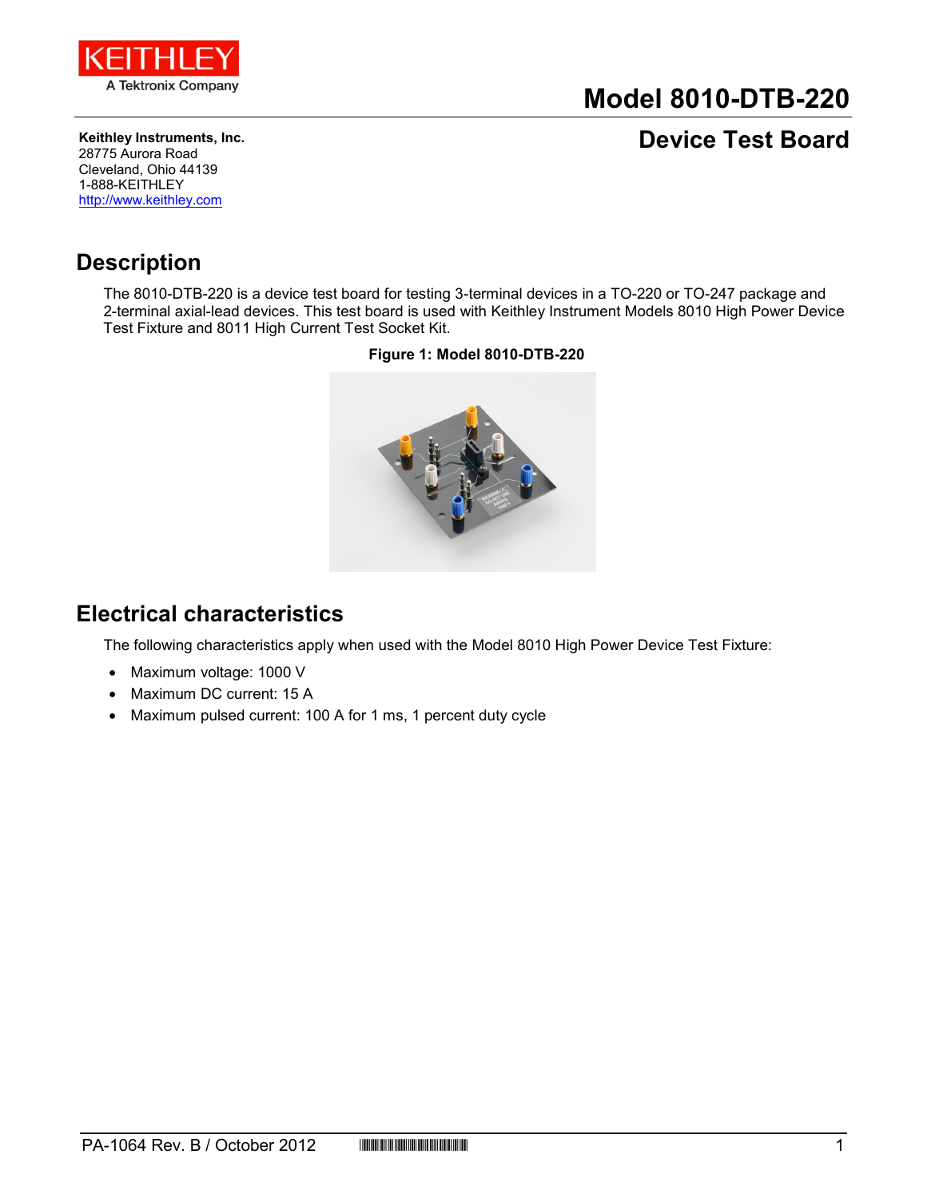Keithley Instruments, Inc.
28775 Aurora Road
Cleveland, Ohio 44139
1-888-KEITHLEY
http://www.keithley.com

# Model 8010-DTB-220

## Device Test Board

## Description

The 8010-DTB-220 is a device test board for testing 3-terminal devices in a TO-220 or TO-247 package and 2-terminal axial-lead devices. This test board is used with Keithley Instrument Models 8010 High Power Device Test Fixture and 8011 High Current Test Socket Kit.

**Figure 1: Model 8010-DTB-220**

## Electrical characteristics

The following characteristics apply when used with the Model 8010 High Power Device Test Fixture:

- Maximum voltage: 1000 V
- Maximum DC current: 15 A
- Maximum pulsed current: 100 A for 1 ms, 1 percent duty cycle

PA-1064 Rev. B / October 2012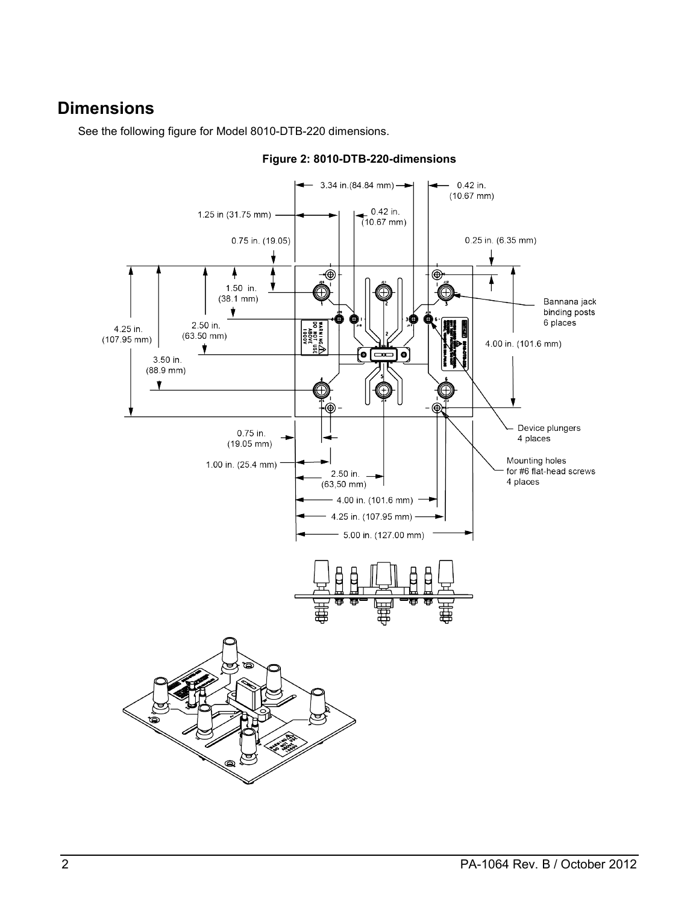# Dimensions

See the following figure for Model 8010-DTB-220 dimensions.

**Figure 2: 8010-DTB-220-dimensions**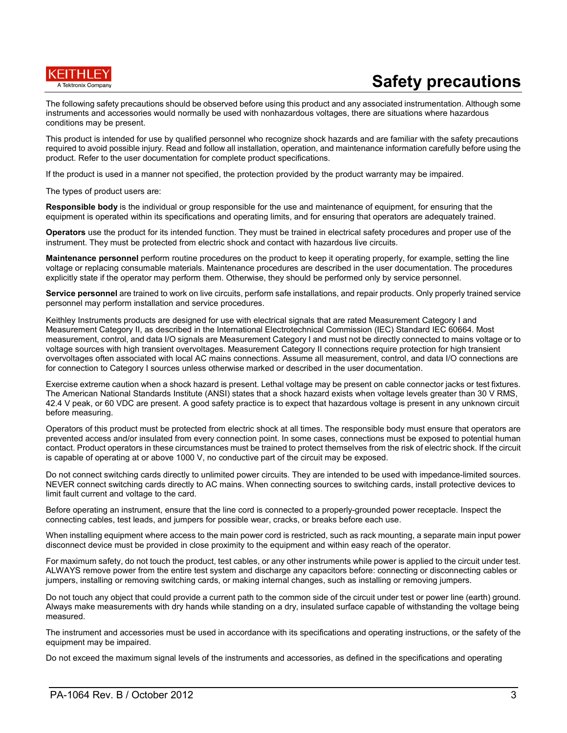# Safety precautions

The following safety precautions should be observed before using this product and any associated instrumentation. Although some instruments and accessories would normally be used with nonhazardous voltages, there are situations where hazardous conditions may be present.

This product is intended for use by qualified personnel who recognize shock hazards and are familiar with the safety precautions required to avoid possible injury. Read and follow all installation, operation, and maintenance information carefully before using the product. Refer to the user documentation for complete product specifications.

If the product is used in a manner not specified, the protection provided by the product warranty may be impaired.

The types of product users are:

**Responsible body** is the individual or group responsible for the use and maintenance of equipment, for ensuring that the equipment is operated within its specifications and operating limits, and for ensuring that operators are adequately trained.

**Operators** use the product for its intended function. They must be trained in electrical safety procedures and proper use of the instrument. They must be protected from electric shock and contact with hazardous live circuits.

**Maintenance personnel** perform routine procedures on the product to keep it operating properly, for example, setting the line voltage or replacing consumable materials. Maintenance procedures are described in the user documentation. The procedures explicitly state if the operator may perform them. Otherwise, they should be performed only by service personnel.

**Service personnel** are trained to work on live circuits, perform safe installations, and repair products. Only properly trained service personnel may perform installation and service procedures.

Keithley Instruments products are designed for use with electrical signals that are rated Measurement Category I and Measurement Category II, as described in the International Electrotechnical Commission (IEC) Standard IEC 60664. Most measurement, control, and data I/O signals are Measurement Category I and must not be directly connected to mains voltage or to voltage sources with high transient overvoltages. Measurement Category II connections require protection for high transient overvoltages often associated with local AC mains connections. Assume all measurement, control, and data I/O connections are for connection to Category I sources unless otherwise marked or described in the user documentation.

Exercise extreme caution when a shock hazard is present. Lethal voltage may be present on cable connector jacks or test fixtures. The American National Standards Institute (ANSI) states that a shock hazard exists when voltage levels greater than 30 V RMS, 42.4 V peak, or 60 VDC are present. A good safety practice is to expect that hazardous voltage is present in any unknown circuit before measuring.

Operators of this product must be protected from electric shock at all times. The responsible body must ensure that operators are prevented access and/or insulated from every connection point. In some cases, connections must be exposed to potential human contact. Product operators in these circumstances must be trained to protect themselves from the risk of electric shock. If the circuit is capable of operating at or above 1000 V, no conductive part of the circuit may be exposed.

Do not connect switching cards directly to unlimited power circuits. They are intended to be used with impedance-limited sources. NEVER connect switching cards directly to AC mains. When connecting sources to switching cards, install protective devices to limit fault current and voltage to the card.

Before operating an instrument, ensure that the line cord is connected to a properly-grounded power receptacle. Inspect the connecting cables, test leads, and jumpers for possible wear, cracks, or breaks before each use.

When installing equipment where access to the main power cord is restricted, such as rack mounting, a separate main input power disconnect device must be provided in close proximity to the equipment and within easy reach of the operator.

For maximum safety, do not touch the product, test cables, or any other instruments while power is applied to the circuit under test. ALWAYS remove power from the entire test system and discharge any capacitors before: connecting or disconnecting cables or jumpers, installing or removing switching cards, or making internal changes, such as installing or removing jumpers.

Do not touch any object that could provide a current path to the common side of the circuit under test or power line (earth) ground. Always make measurements with dry hands while standing on a dry, insulated surface capable of withstanding the voltage being measured.

The instrument and accessories must be used in accordance with its specifications and operating instructions, or the safety of the equipment may be impaired.

Do not exceed the maximum signal levels of the instruments and accessories, as defined in the specifications and operating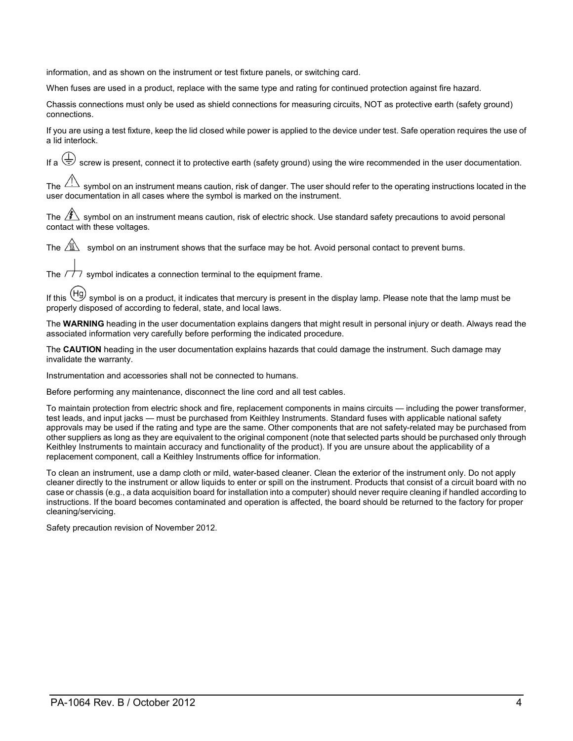information, and as shown on the instrument or test fixture panels, or switching card.

When fuses are used in a product, replace with the same type and rating for continued protection against fire hazard.

Chassis connections must only be used as shield connections for measuring circuits, NOT as protective earth (safety ground) connections.

If you are using a test fixture, keep the lid closed while power is applied to the device under test. Safe operation requires the use of a lid interlock.

If a ⏚ screw is present, connect it to protective earth (safety ground) using the wire recommended in the user documentation.

The ⚠ symbol on an instrument means caution, risk of danger. The user should refer to the operating instructions located in the user documentation in all cases where the symbol is marked on the instrument.

The ⚡ symbol on an instrument means caution, risk of electric shock. Use standard safety precautions to avoid personal contact with these voltages.

The symbol on an instrument shows that the surface may be hot. Avoid personal contact to prevent burns.

The symbol indicates a connection terminal to the equipment frame.

If this (Hg) symbol is on a product, it indicates that mercury is present in the display lamp. Please note that the lamp must be properly disposed of according to federal, state, and local laws.

The **WARNING** heading in the user documentation explains dangers that might result in personal injury or death. Always read the associated information very carefully before performing the indicated procedure.

The **CAUTION** heading in the user documentation explains hazards that could damage the instrument. Such damage may invalidate the warranty.

Instrumentation and accessories shall not be connected to humans.

Before performing any maintenance, disconnect the line cord and all test cables.

To maintain protection from electric shock and fire, replacement components in mains circuits — including the power transformer, test leads, and input jacks — must be purchased from Keithley Instruments. Standard fuses with applicable national safety approvals may be used if the rating and type are the same. Other components that are not safety-related may be purchased from other suppliers as long as they are equivalent to the original component (note that selected parts should be purchased only through Keithley Instruments to maintain accuracy and functionality of the product). If you are unsure about the applicability of a replacement component, call a Keithley Instruments office for information.

To clean an instrument, use a damp cloth or mild, water-based cleaner. Clean the exterior of the instrument only. Do not apply cleaner directly to the instrument or allow liquids to enter or spill on the instrument. Products that consist of a circuit board with no case or chassis (e.g., a data acquisition board for installation into a computer) should never require cleaning if handled according to instructions. If the board becomes contaminated and operation is affected, the board should be returned to the factory for proper cleaning/servicing.

Safety precaution revision of November 2012.